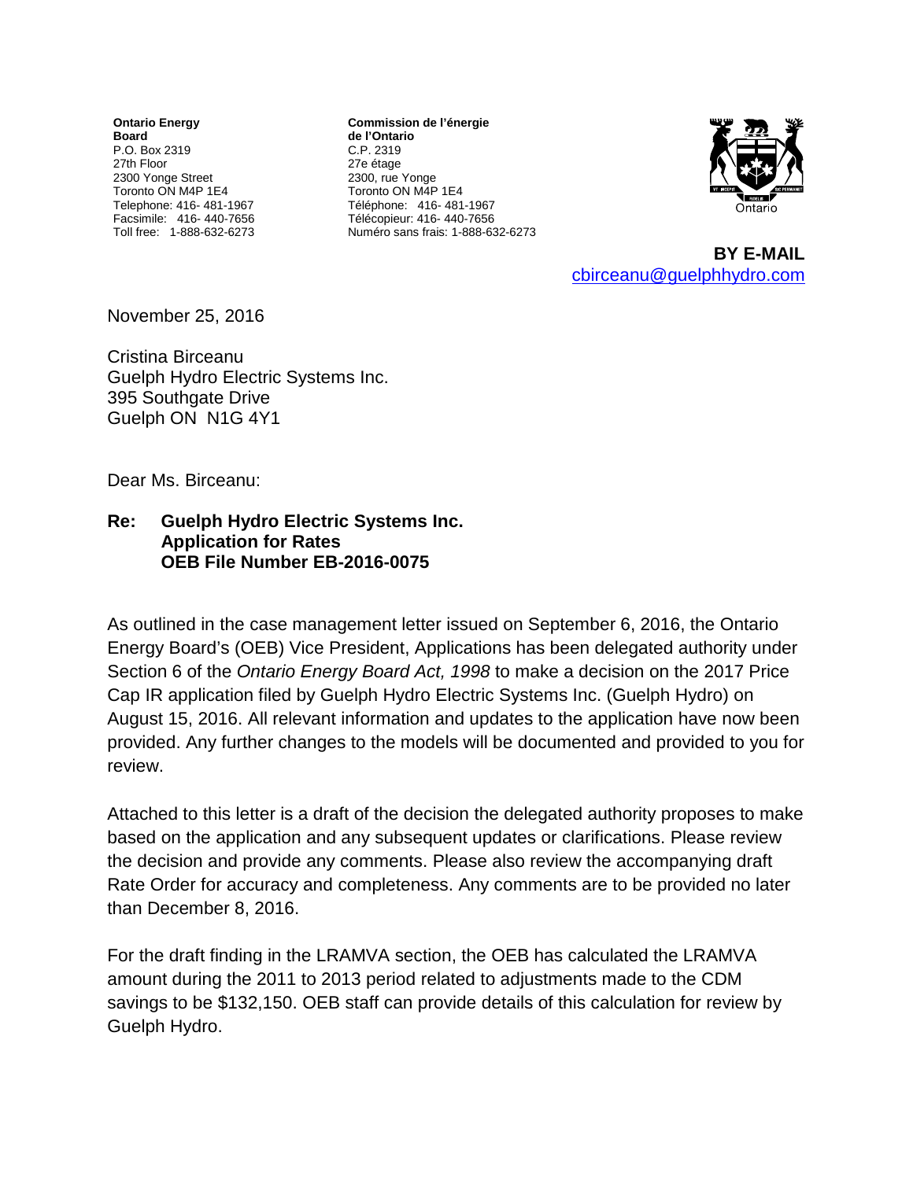**Ontario Energy Board**
P.O. Box 2319
27th Floor
2300 Yonge Street
Toronto ON M4P 1E4
Telephone: 416- 481-1967
Facsimile: 416- 440-7656
Toll free: 1-888-632-6273

**Commission de l'énergie de l'Ontario**
C.P. 2319
27e étage
2300, rue Yonge
Toronto ON M4P 1E4
Téléphone: 416- 481-1967
Télécopieur: 416- 440-7656
Numéro sans frais: 1-888-632-6273

Ontario

**BY E-MAIL**
cbirceanu@guelphhydro.com

November 25, 2016

Cristina Birceanu
Guelph Hydro Electric Systems Inc.
395 Southgate Drive
Guelph ON N1G 4Y1

Dear Ms. Birceanu:

**Re: Guelph Hydro Electric Systems Inc.**
**Application for Rates**
**OEB File Number EB-2016-0075**

As outlined in the case management letter issued on September 6, 2016, the Ontario Energy Board's (OEB) Vice President, Applications has been delegated authority under Section 6 of the *Ontario Energy Board Act, 1998* to make a decision on the 2017 Price Cap IR application filed by Guelph Hydro Electric Systems Inc. (Guelph Hydro) on August 15, 2016. All relevant information and updates to the application have now been provided. Any further changes to the models will be documented and provided to you for review.

Attached to this letter is a draft of the decision the delegated authority proposes to make based on the application and any subsequent updates or clarifications. Please review the decision and provide any comments. Please also review the accompanying draft Rate Order for accuracy and completeness. Any comments are to be provided no later than December 8, 2016.

For the draft finding in the LRAMVA section, the OEB has calculated the LRAMVA amount during the 2011 to 2013 period related to adjustments made to the CDM savings to be $132,150. OEB staff can provide details of this calculation for review by Guelph Hydro.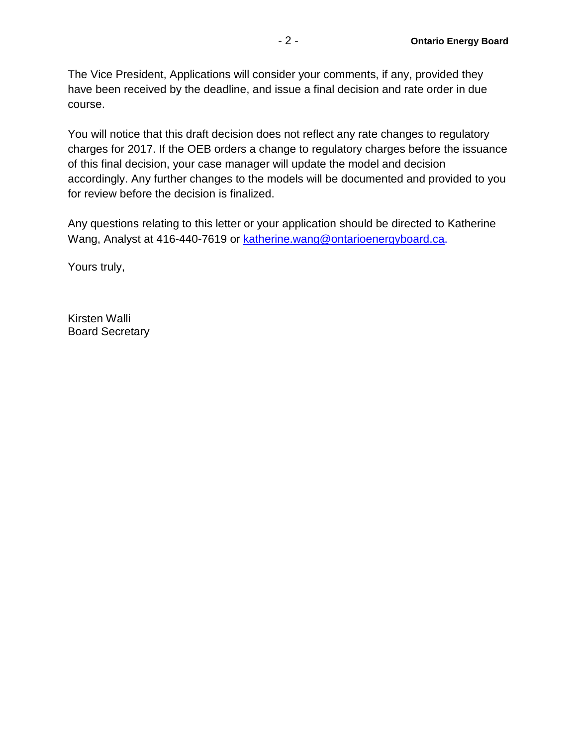The Vice President, Applications will consider your comments, if any, provided they have been received by the deadline, and issue a final decision and rate order in due course.

You will notice that this draft decision does not reflect any rate changes to regulatory charges for 2017. If the OEB orders a change to regulatory charges before the issuance of this final decision, your case manager will update the model and decision accordingly. Any further changes to the models will be documented and provided to you for review before the decision is finalized.

Any questions relating to this letter or your application should be directed to Katherine Wang, Analyst at 416-440-7619 or katherine.wang@ontarioenergyboard.ca.

Yours truly,

Kirsten Walli
Board Secretary